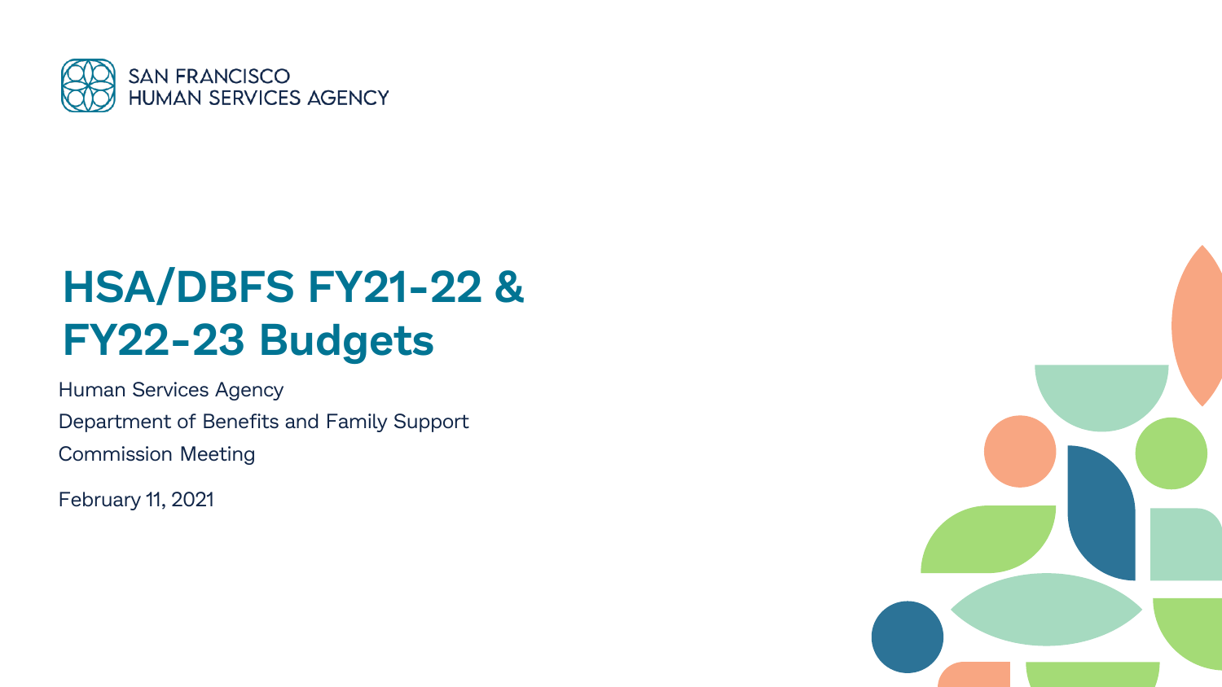SAN FRANCISCO
HUMAN SERVICES AGENCY

# HSA/DBFS FY21-22 & FY22-23 Budgets

Human Services Agency

Department of Benefits and Family Support

Commission Meeting

February 11, 2021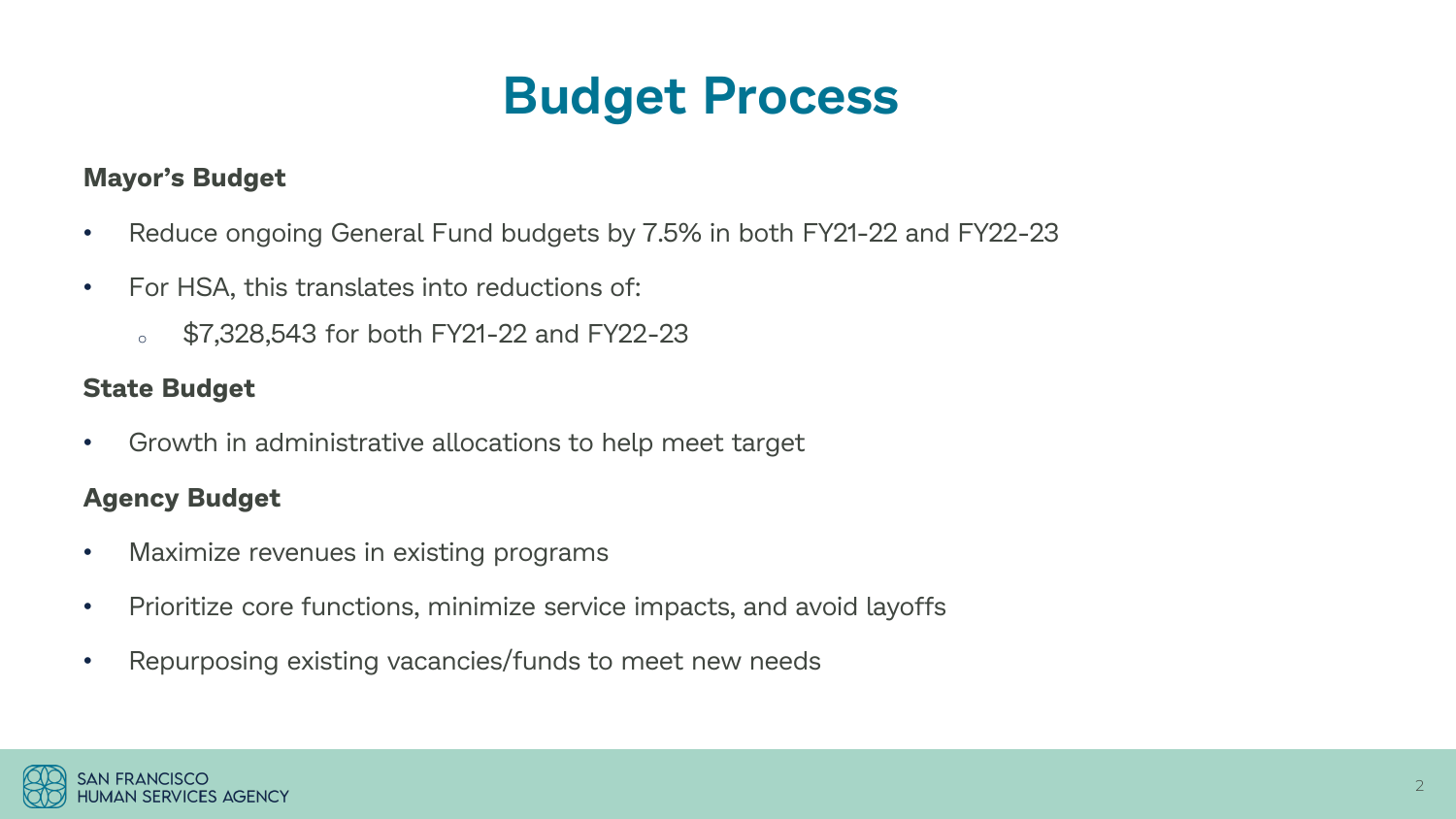# Budget Process

**Mayor's Budget**

- Reduce ongoing General Fund budgets by 7.5% in both FY21-22 and FY22-23
- For HSA, this translates into reductions of:
  - $7,328,543 for both FY21-22 and FY22-23

**State Budget**

- Growth in administrative allocations to help meet target

**Agency Budget**

- Maximize revenues in existing programs
- Prioritize core functions, minimize service impacts, and avoid layoffs
- Repurposing existing vacancies/funds to meet new needs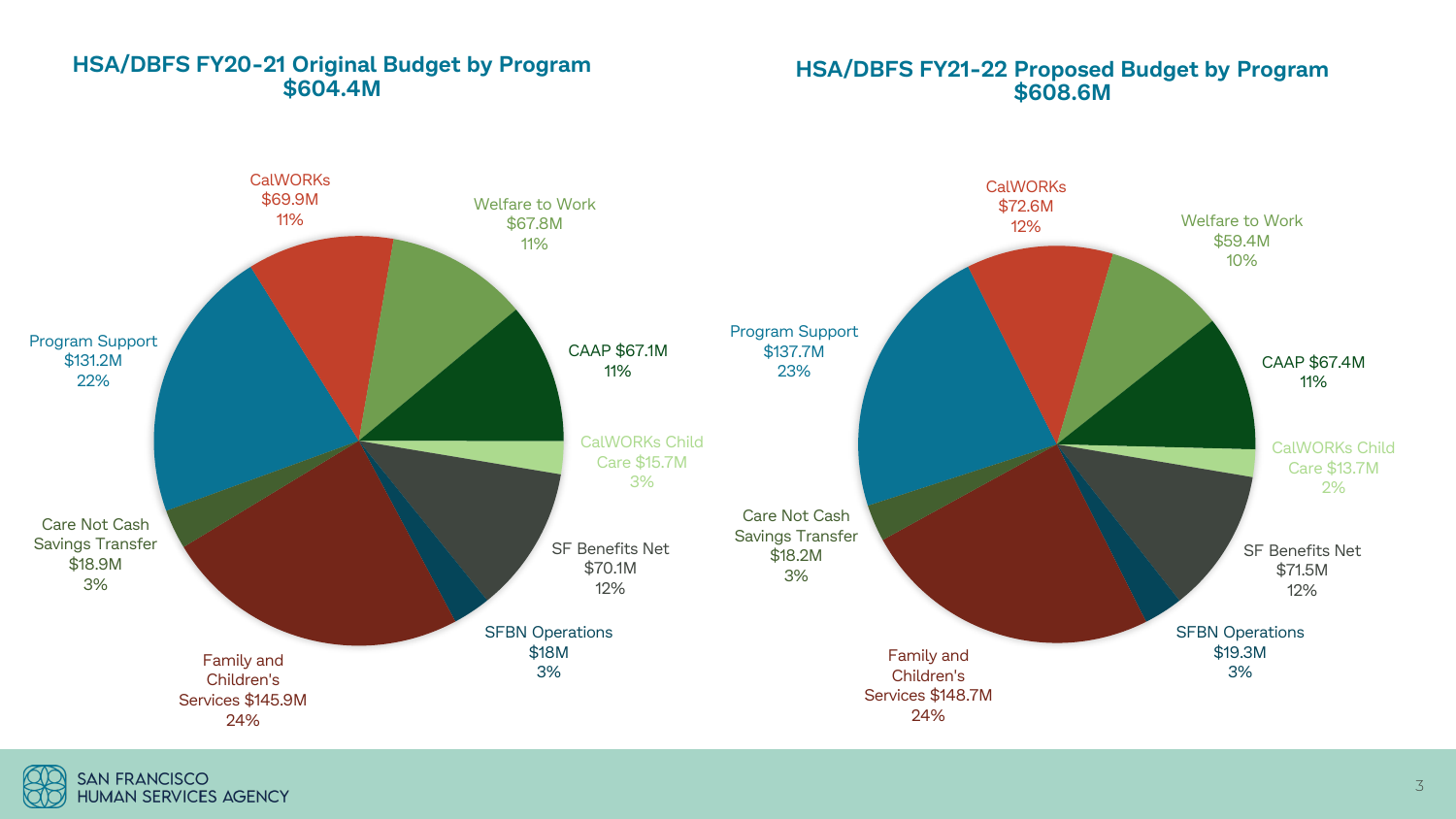## HSA/DBFS FY20-21 Original Budget by Program
## $604.4M

| Program | Amount | Percent |
|---|---|---|
| CalWORKs | $69.9M | 11% |
| Welfare to Work | $67.8M | 11% |
| CAAP | $67.1M | 11% |
| CalWORKs Child Care | $15.7M | 3% |
| SF Benefits Net | $70.1M | 12% |
| SFBN Operations | $18M | 3% |
| Family and Children's Services | $145.9M | 24% |
| Care Not Cash Savings Transfer | $18.9M | 3% |
| Program Support | $131.2M | 22% |

## HSA/DBFS FY21-22 Proposed Budget by Program
## $608.6M

| Program | Amount | Percent |
|---|---|---|
| CalWORKs | $72.6M | 12% |
| Welfare to Work | $59.4M | 10% |
| CAAP | $67.4M | 11% |
| CalWORKs Child Care | $13.7M | 2% |
| SF Benefits Net | $71.5M | 12% |
| SFBN Operations | $19.3M | 3% |
| Family and Children's Services | $148.7M | 24% |
| Care Not Cash Savings Transfer | $18.2M | 3% |
| Program Support | $137.7M | 23% |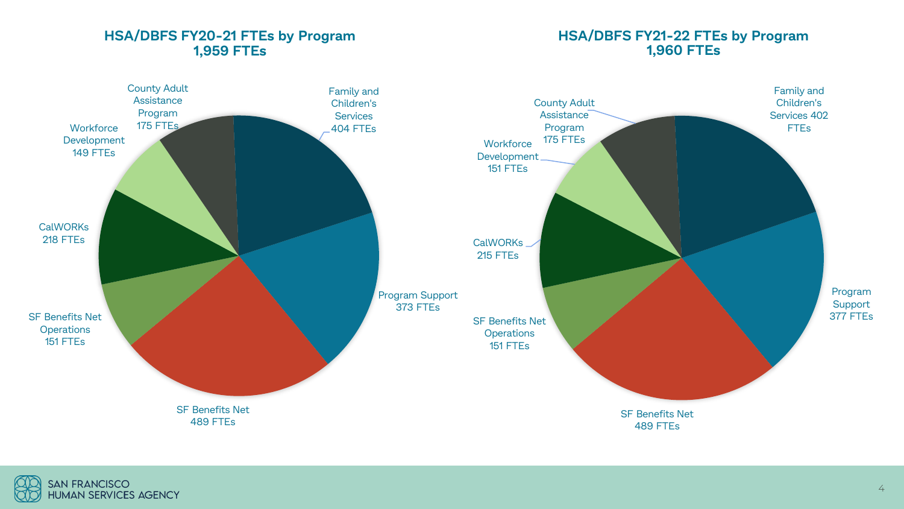## HSA/DBFS FY20-21 FTEs by Program
### 1,959 FTEs

| Program | FTEs |
| --- | --- |
| Family and Children's Services | 404 FTEs |
| Program Support | 373 FTEs |
| SF Benefits Net | 489 FTEs |
| SF Benefits Net Operations | 151 FTEs |
| CalWORKs | 218 FTEs |
| Workforce Development | 149 FTEs |
| County Adult Assistance Program | 175 FTEs |

## HSA/DBFS FY21-22 FTEs by Program
### 1,960 FTEs

| Program | FTEs |
| --- | --- |
| Family and Children's Services | 402 FTEs |
| Program Support | 377 FTEs |
| SF Benefits Net | 489 FTEs |
| SF Benefits Net Operations | 151 FTEs |
| CalWORKs | 215 FTEs |
| Workforce Development | 151 FTEs |
| County Adult Assistance Program | 175 FTEs |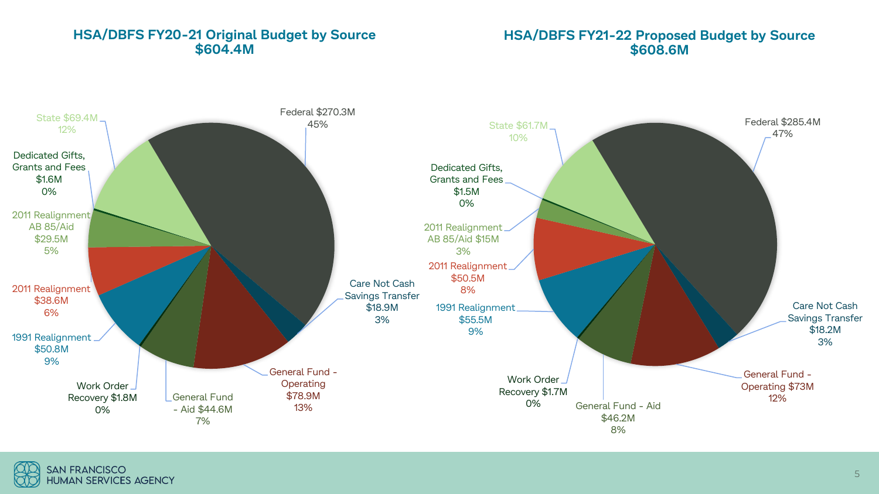## HSA/DBFS FY20-21 Original Budget by Source $604.4M

| Source | Amount | Percent |
|---|---|---|
| Federal | $270.3M | 45% |
| State | $69.4M | 12% |
| Dedicated Gifts, Grants and Fees | $1.6M | 0% |
| 2011 Realignment AB 85/Aid | $29.5M | 5% |
| 2011 Realignment | $38.6M | 6% |
| 1991 Realignment | $50.8M | 9% |
| Work Order Recovery | $1.8M | 0% |
| General Fund - Aid | $44.6M | 7% |
| General Fund - Operating | $78.9M | 13% |
| Care Not Cash Savings Transfer | $18.9M | 3% |

## HSA/DBFS FY21-22 Proposed Budget by Source $608.6M

| Source | Amount | Percent |
|---|---|---|
| Federal | $285.4M | 47% |
| State | $61.7M | 10% |
| Dedicated Gifts, Grants and Fees | $1.5M | 0% |
| 2011 Realignment AB 85/Aid | $15M | 3% |
| 2011 Realignment | $50.5M | 8% |
| 1991 Realignment | $55.5M | 9% |
| Work Order Recovery | $1.7M | 0% |
| General Fund - Aid | $46.2M | 8% |
| General Fund - Operating | $73M | 12% |
| Care Not Cash Savings Transfer | $18.2M | 3% |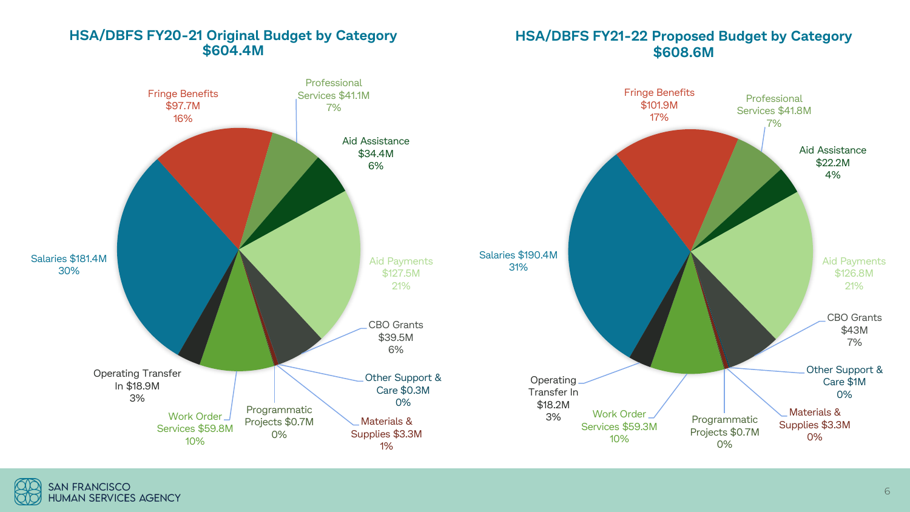## HSA/DBFS FY20-21 Original Budget by Category $604.4M

| Category | Amount | Percent |
| --- | --- | --- |
| Salaries | $181.4M | 30% |
| Fringe Benefits | $97.7M | 16% |
| Professional Services | $41.1M | 7% |
| Aid Assistance | $34.4M | 6% |
| Aid Payments | $127.5M | 21% |
| CBO Grants | $39.5M | 6% |
| Other Support & Care | $0.3M | 0% |
| Materials & Supplies | $3.3M | 1% |
| Programmatic Projects | $0.7M | 0% |
| Work Order Services | $59.8M | 10% |
| Operating Transfer In | $18.9M | 3% |

## HSA/DBFS FY21-22 Proposed Budget by Category $608.6M

| Category | Amount | Percent |
| --- | --- | --- |
| Salaries | $190.4M | 31% |
| Fringe Benefits | $101.9M | 17% |
| Professional Services | $41.8M | 7% |
| Aid Assistance | $22.2M | 4% |
| Aid Payments | $126.8M | 21% |
| CBO Grants | $43M | 7% |
| Other Support & Care | $1M | 0% |
| Materials & Supplies | $3.3M | 0% |
| Programmatic Projects | $0.7M | 0% |
| Work Order Services | $59.3M | 10% |
| Operating Transfer In | $18.2M | 3% |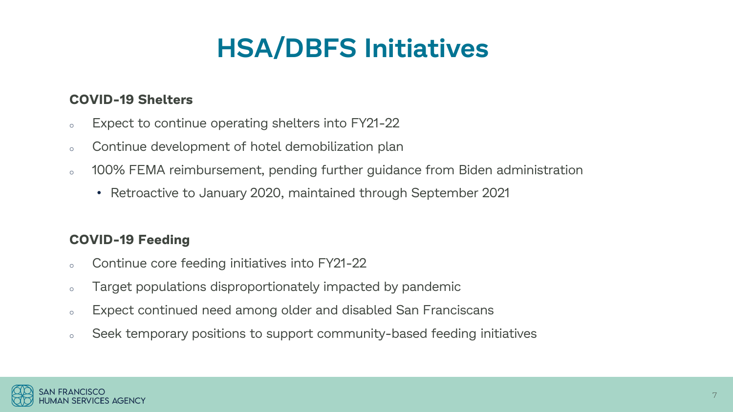# HSA/DBFS Initiatives

**COVID-19 Shelters**

- Expect to continue operating shelters into FY21-22
- Continue development of hotel demobilization plan
- 100% FEMA reimbursement, pending further guidance from Biden administration
  - Retroactive to January 2020, maintained through September 2021

**COVID-19 Feeding**

- Continue core feeding initiatives into FY21-22
- Target populations disproportionately impacted by pandemic
- Expect continued need among older and disabled San Franciscans
- Seek temporary positions to support community-based feeding initiatives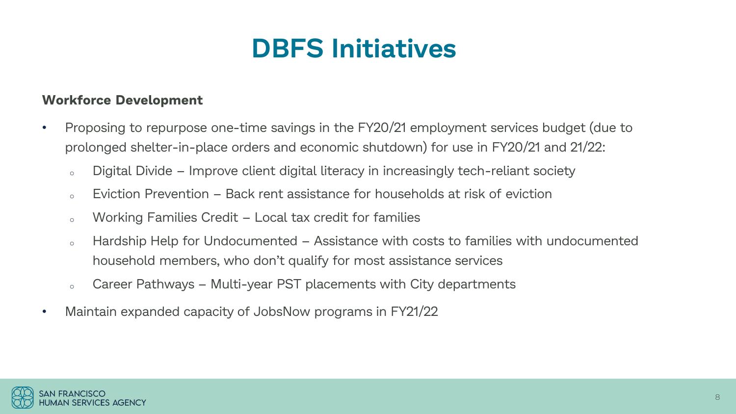# DBFS Initiatives

**Workforce Development**

- Proposing to repurpose one-time savings in the FY20/21 employment services budget (due to prolonged shelter-in-place orders and economic shutdown) for use in FY20/21 and 21/22:
  - Digital Divide – Improve client digital literacy in increasingly tech-reliant society
  - Eviction Prevention – Back rent assistance for households at risk of eviction
  - Working Families Credit – Local tax credit for families
  - Hardship Help for Undocumented – Assistance with costs to families with undocumented household members, who don't qualify for most assistance services
  - Career Pathways – Multi-year PST placements with City departments
- Maintain expanded capacity of JobsNow programs in FY21/22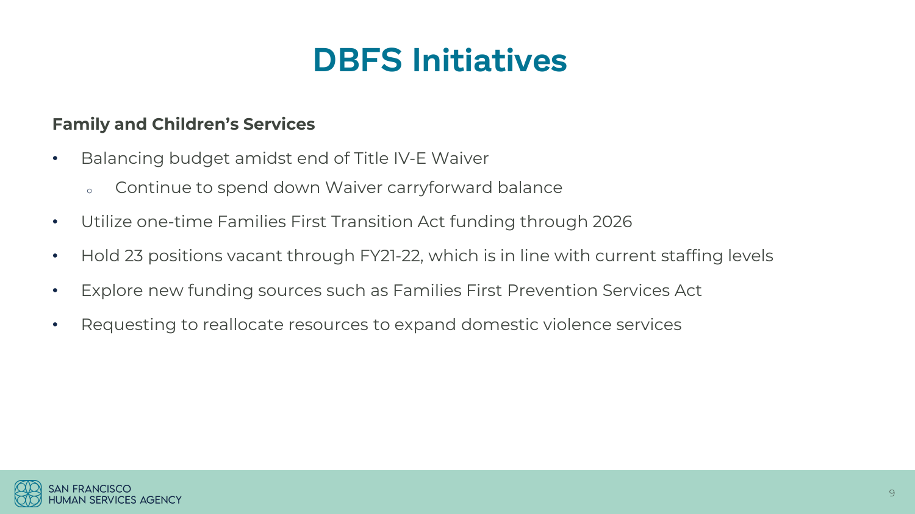# DBFS Initiatives

**Family and Children's Services**

- Balancing budget amidst end of Title IV-E Waiver
  - Continue to spend down Waiver carryforward balance
- Utilize one-time Families First Transition Act funding through 2026
- Hold 23 positions vacant through FY21-22, which is in line with current staffing levels
- Explore new funding sources such as Families First Prevention Services Act
- Requesting to reallocate resources to expand domestic violence services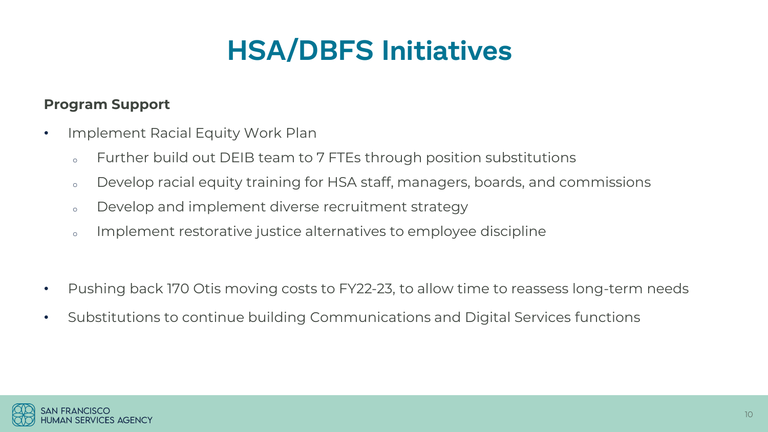# HSA/DBFS Initiatives

**Program Support**

- Implement Racial Equity Work Plan
  - Further build out DEIB team to 7 FTEs through position substitutions
  - Develop racial equity training for HSA staff, managers, boards, and commissions
  - Develop and implement diverse recruitment strategy
  - Implement restorative justice alternatives to employee discipline

- Pushing back 170 Otis moving costs to FY22-23, to allow time to reassess long-term needs
- Substitutions to continue building Communications and Digital Services functions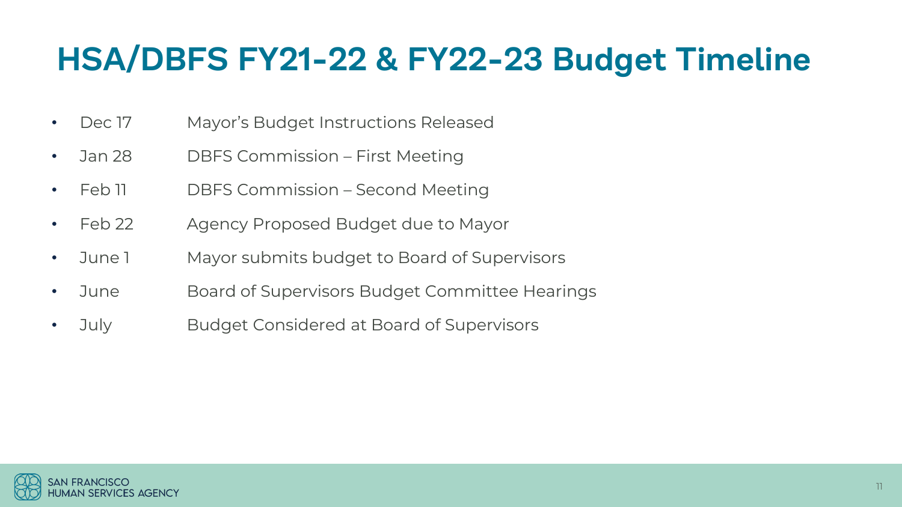# HSA/DBFS FY21-22 & FY22-23 Budget Timeline

- Dec 17 Mayor's Budget Instructions Released
- Jan 28 DBFS Commission – First Meeting
- Feb 11 DBFS Commission – Second Meeting
- Feb 22 Agency Proposed Budget due to Mayor
- June 1 Mayor submits budget to Board of Supervisors
- June Board of Supervisors Budget Committee Hearings
- July Budget Considered at Board of Supervisors

SAN FRANCISCO
HUMAN SERVICES AGENCY